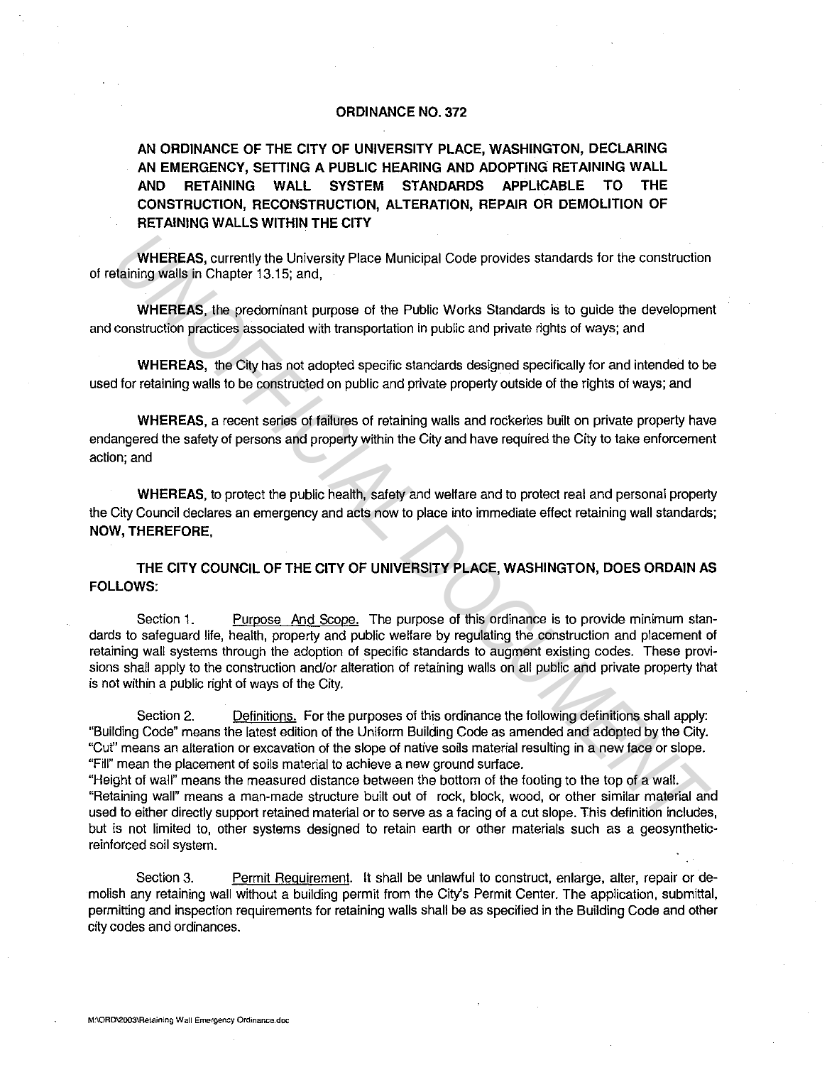# ORDINANCE NO. 372

**AN ORDINANCE OF THE CITY OF UNIVERSITY PLACE, WASHINGTON, DECLARING AN EMERGENCY, SETTING A PUBLIC HEARING AND ADOPTING RETAINING WALL AND RETAINING WALL SYSTEM STANDARDS APPLICABLE TO THE CONSTRUCTION, RECONSTRUCTION, ALTERATION, REPAIR OR DEMOLITION OF RETAINING WALLS WITHIN THE CITY**

**WHEREAS,** currently the University Place Municipal Code provides standards for the construction of retaining walls in Chapter 13.15; and,

**WHEREAS,** the predominant purpose of the Public Works Standards is to guide the development and construction practices associated with transportation in public and private rights of ways; and

**WHEREAS,** the City has not adopted specific standards designed specifically for and intended to be used for retaining walls to be constructed on public and private property outside of the rights of ways; and

**WHEREAS,** a recent series of failures of retaining walls and rockeries built on private property have endangered the safety of persons and property within the City and have required the City to take enforcement action; and

**WHEREAS,** to protect the public health, safety and welfare and to protect real and personal property the City Council declares an emergency and acts now to place into immediate effect retaining wall standards; **NOW, THEREFORE,**

**THE CITY COUNCIL OF THE CITY OF UNIVERSITY PLACE, WASHINGTON, DOES ORDAIN AS FOLLOWS:**

Section 1. Purpose And Scope. The purpose of this ordinance is to provide minimum standards to safeguard life, health, property and public welfare by regulating the construction and placement of retaining wall systems through the adoption of specific standards to augment existing codes. These provisions shall apply to the construction and/or alteration of retaining walls on all public and private property that is not within a public right of ways of the City.

Section 2. Definitions. For the purposes of this ordinance the following definitions shall apply:
"Building Code" means the latest edition of the Uniform Building Code as amended and adopted by the City.
"Cut" means an alteration or excavation of the slope of native soils material resulting in a new face or slope.
"Fill" mean the placement of soils material to achieve a new ground surface.
"Height of wall" means the measured distance between the bottom of the footing to the top of a wall.
"Retaining wall" means a man-made structure built out of rock, block, wood, or other similar material and used to either directly support retained material or to serve as a facing of a cut slope. This definition includes, but is not limited to, other systems designed to retain earth or other materials such as a geosynthetic-reinforced soil system.

Section 3. Permit Requirement. It shall be unlawful to construct, enlarge, alter, repair or demolish any retaining wall without a building permit from the City's Permit Center. The application, submittal, permitting and inspection requirements for retaining walls shall be as specified in the Building Code and other city codes and ordinances.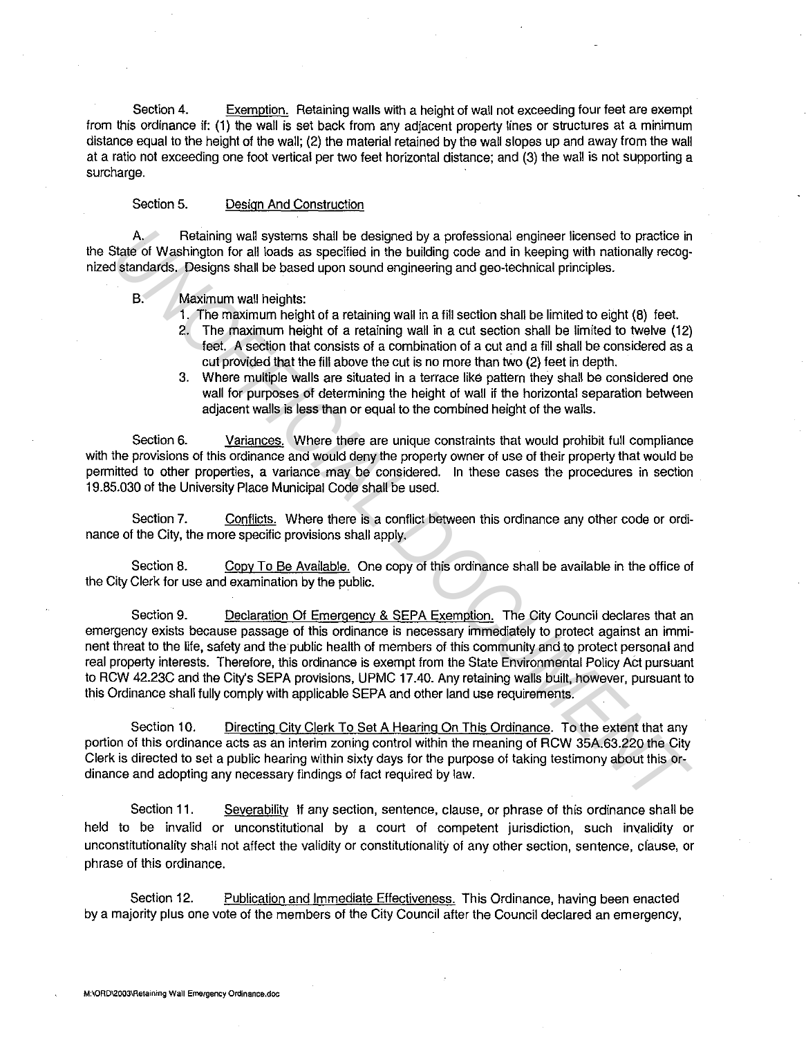Section 4. Exemption. Retaining walls with a height of wall not exceeding four feet are exempt from this ordinance if: (1) the wall is set back from any adjacent property lines or structures at a minimum distance equal to the height of the wall; (2) the material retained by the wall slopes up and away from the wall at a ratio not exceeding one foot vertical per two feet horizontal distance; and (3) the wall is not supporting a surcharge.

Section 5. Design And Construction

A. Retaining wall systems shall be designed by a professional engineer licensed to practice in the State of Washington for all loads as specified in the building code and in keeping with nationally recognized standards. Designs shall be based upon sound engineering and geo-technical principles.

B. Maximum wall heights:

1. The maximum height of a retaining wall in a fill section shall be limited to eight (8) feet.
2. The maximum height of a retaining wall in a cut section shall be limited to twelve (12) feet. A section that consists of a combination of a cut and a fill shall be considered as a cut provided that the fill above the cut is no more than two (2) feet in depth.
3. Where multiple walls are situated in a terrace like pattern they shall be considered one wall for purposes of determining the height of wall if the horizontal separation between adjacent walls is less than or equal to the combined height of the walls.

Section 6. Variances. Where there are unique constraints that would prohibit full compliance with the provisions of this ordinance and would deny the property owner of use of their property that would be permitted to other properties, a variance may be considered. In these cases the procedures in section 19.85.030 of the University Place Municipal Code shall be used.

Section 7. Conflicts. Where there is a conflict between this ordinance any other code or ordinance of the City, the more specific provisions shall apply.

Section 8. Copy To Be Available. One copy of this ordinance shall be available in the office of the City Clerk for use and examination by the public.

Section 9. Declaration Of Emergency & SEPA Exemption. The City Council declares that an emergency exists because passage of this ordinance is necessary immediately to protect against an imminent threat to the life, safety and the public health of members of this community and to protect personal and real property interests. Therefore, this ordinance is exempt from the State Environmental Policy Act pursuant to RCW 42.23C and the City's SEPA provisions, UPMC 17.40. Any retaining walls built, however, pursuant to this Ordinance shall fully comply with applicable SEPA and other land use requirements.

Section 10. Directing City Clerk To Set A Hearing On This Ordinance. To the extent that any portion of this ordinance acts as an interim zoning control within the meaning of RCW 35A.63.220 the City Clerk is directed to set a public hearing within sixty days for the purpose of taking testimony about this ordinance and adopting any necessary findings of fact required by law.

Section 11. Severability If any section, sentence, clause, or phrase of this ordinance shall be held to be invalid or unconstitutional by a court of competent jurisdiction, such invalidity or unconstitutionality shall not affect the validity or constitutionality of any other section, sentence, clause, or phrase of this ordinance.

Section 12. Publication and Immediate Effectiveness. This Ordinance, having been enacted by a majority plus one vote of the members of the City Council after the Council declared an emergency,

M:\ORD\2003\Retaining Wall Emergency Ordinance.doc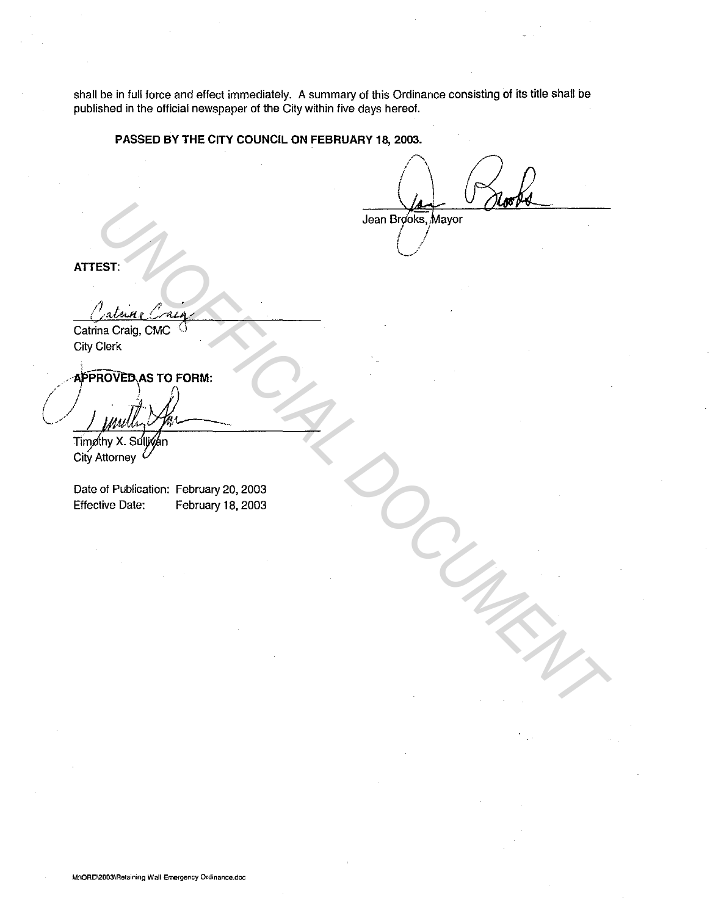shall be in full force and effect immediately. A summary of this Ordinance consisting of its title shall be published in the official newspaper of the City within five days hereof.

**PASSED BY THE CITY COUNCIL ON FEBRUARY 18, 2003.**

Jean Brooks, Mayor

**ATTEST:**

Catrina Craig, CMC
City Clerk

**APPROVED AS TO FORM:**

Timothy X. Sullivan
City Attorney

Date of Publication: February 20, 2003
Effective Date: February 18, 2003

M:\ORD\2003\Retaining Wall Emergency Ordinance.doc